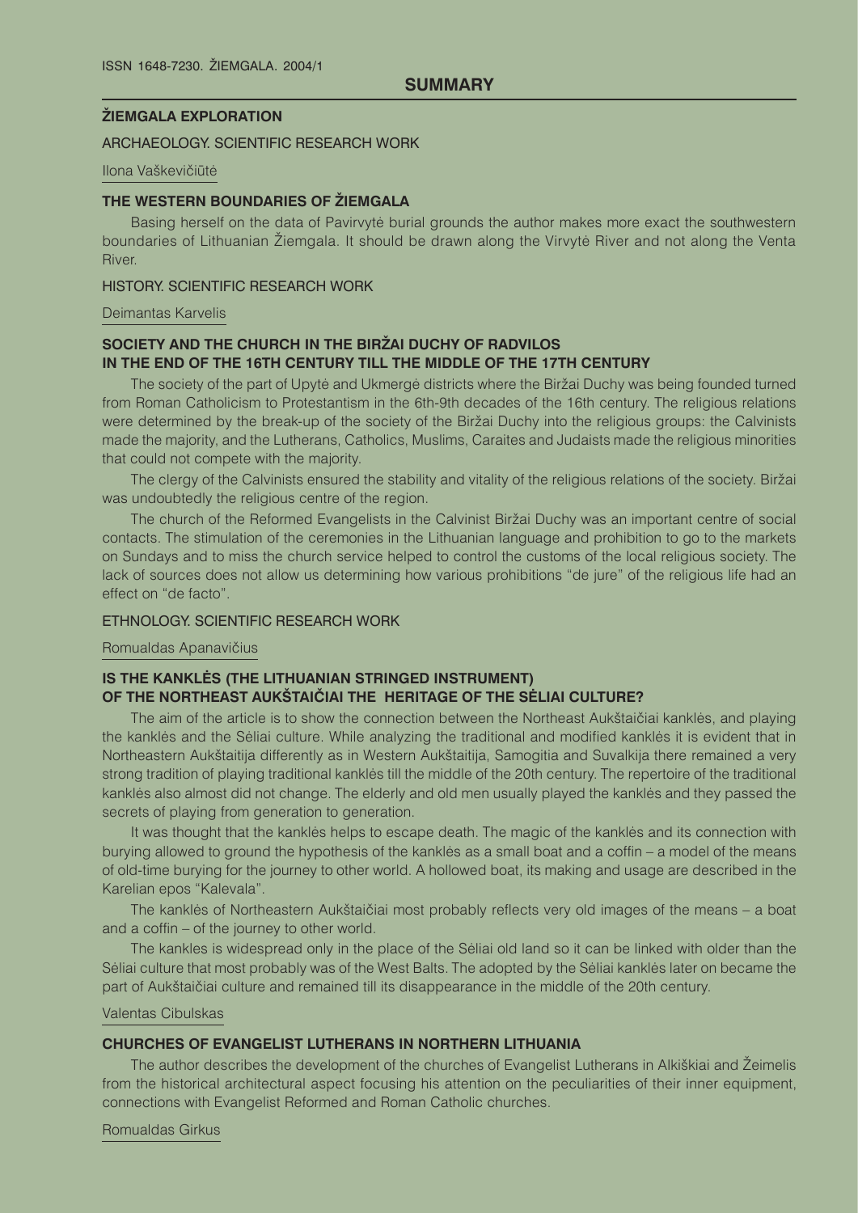## SUMMARY

### ŽIEMGALA EXPLORATION

ARCHAEOLOGY. SCIENTIFIC RESEARCH WORK

Ilona Vaškevičiūtė

### THE WESTERN BOUNDARIES OF ŽIEMGALA

Basing herself on the data of Pavirvytė burial grounds the author makes more exact the southwestern boundaries of Lithuanian Žiemgala. It should be drawn along the Virvytė River and not along the Venta River.

HISTORY. SCIENTIFIC RESEARCH WORK

Deimantas Karvelis

### SOCIETY AND THE CHURCH IN THE BIRŽAI DUCHY OF RADVILOS IN THE END OF THE 16TH CENTURY TILL THE MIDDLE OF THE 17TH CENTURY

The society of the part of Upytė and Ukmergė districts where the Biržai Duchy was being founded turned from Roman Catholicism to Protestantism in the 6th-9th decades of the 16th century. The religious relations were determined by the break-up of the society of the Biržai Duchy into the religious groups: the Calvinists made the majority, and the Lutherans, Catholics, Muslims, Caraites and Judaists made the religious minorities that could not compete with the majority.

The clergy of the Calvinists ensured the stability and vitality of the religious relations of the society. Biržai was undoubtedly the religious centre of the region.

The church of the Reformed Evangelists in the Calvinist Biržai Duchy was an important centre of social contacts. The stimulation of the ceremonies in the Lithuanian language and prohibition to go to the markets on Sundays and to miss the church service helped to control the customs of the local religious society. The lack of sources does not allow us determining how various prohibitions "de jure" of the religious life had an effect on "de facto".

ETHNOLOGY. SCIENTIFIC RESEARCH WORK

Romualdas Apanavičius

### IS THE KANKLĖS (THE LITHUANIAN STRINGED INSTRUMENT) OF THE NORTHEAST AUKŠTAIČIAI THE HERITAGE OF THE SĖLIAI CULTURE?

The aim of the article is to show the connection between the Northeast Aukštaičiai kanklės, and playing the kanklės and the Sėliai culture. While analyzing the traditional and modified kanklės it is evident that in Northeastern Aukštaitija differently as in Western Aukštaitija, Samogitia and Suvalkija there remained a very strong tradition of playing traditional kanklės till the middle of the 20th century. The repertoire of the traditional kanklės also almost did not change. The elderly and old men usually played the kanklės and they passed the secrets of playing from generation to generation.

It was thought that the kanklės helps to escape death. The magic of the kanklės and its connection with burying allowed to ground the hypothesis of the kanklės as a small boat and a coffin – a model of the means of old-time burying for the journey to other world. A hollowed boat, its making and usage are described in the Karelian epos "Kalevala".

The kanklės of Northeastern Aukštaičiai most probably reflects very old images of the means – a boat and a coffin – of the journey to other world.

The kankles is widespread only in the place of the Sėliai old land so it can be linked with older than the Sėliai culture that most probably was of the West Balts. The adopted by the Sėliai kanklės later on became the part of Aukštaičiai culture and remained till its disappearance in the middle of the 20th century.

Valentas Cibulskas

### CHURCHES OF EVANGELIST LUTHERANS IN NORTHERN LITHUANIA

The author describes the development of the churches of Evangelist Lutherans in Alkiškiai and Žeimelis from the historical architectural aspect focusing his attention on the peculiarities of their inner equipment, connections with Evangelist Reformed and Roman Catholic churches.

Romualdas Girkus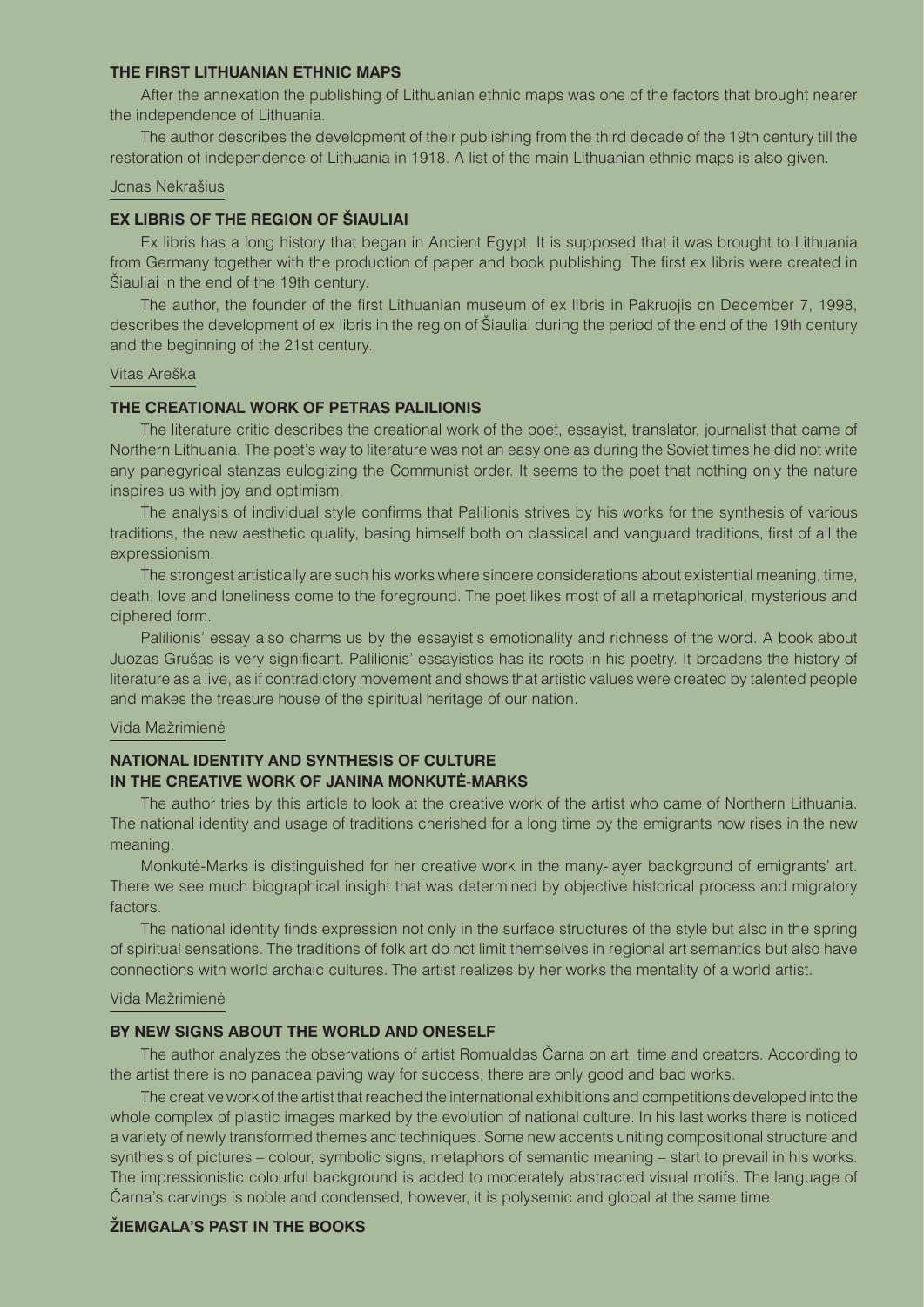### THE FIRST LITHUANIAN ETHNIC MAPS

After the annexation the publishing of Lithuanian ethnic maps was one of the factors that brought nearer the independence of Lithuania.

The author describes the development of their publishing from the third decade of the 19th century till the restoration of independence of Lithuania in 1918. A list of the main Lithuanian ethnic maps is also given.

Jonas Nekrašius

### EX LIBRIS OF THE REGION OF ŠIAULIAI

Ex libris has a long history that began in Ancient Egypt. It is supposed that it was brought to Lithuania from Germany together with the production of paper and book publishing. The first ex libris were created in Šiauliai in the end of the 19th century.

The author, the founder of the first Lithuanian museum of ex libris in Pakruojis on December 7, 1998, describes the development of ex libris in the region of Šiauliai during the period of the end of the 19th century and the beginning of the 21st century.

Vitas Areška

### THE CREATIONAL WORK OF PETRAS PALILIONIS

The literature critic describes the creational work of the poet, essayist, translator, journalist that came of Northern Lithuania. The poet's way to literature was not an easy one as during the Soviet times he did not write any panegyrical stanzas eulogizing the Communist order. It seems to the poet that nothing only the nature inspires us with joy and optimism.

The analysis of individual style confirms that Palilionis strives by his works for the synthesis of various traditions, the new aesthetic quality, basing himself both on classical and vanguard traditions, first of all the expressionism.

The strongest artistically are such his works where sincere considerations about existential meaning, time, death, love and loneliness come to the foreground. The poet likes most of all a metaphorical, mysterious and ciphered form.

Palilionis' essay also charms us by the essayist's emotionality and richness of the word. A book about Juozas Grušas is very significant. Palilionis' essayistics has its roots in his poetry. It broadens the history of literature as a live, as if contradictory movement and shows that artistic values were created by talented people and makes the treasure house of the spiritual heritage of our nation.

Vida Mažrimienė

### NATIONAL IDENTITY AND SYNTHESIS OF CULTURE IN THE CREATIVE WORK OF JANINA MONKUTĖ-MARKS

The author tries by this article to look at the creative work of the artist who came of Northern Lithuania. The national identity and usage of traditions cherished for a long time by the emigrants now rises in the new meaning.

Monkutė-Marks is distinguished for her creative work in the many-layer background of emigrants' art. There we see much biographical insight that was determined by objective historical process and migratory factors.

The national identity finds expression not only in the surface structures of the style but also in the spring of spiritual sensations. The traditions of folk art do not limit themselves in regional art semantics but also have connections with world archaic cultures. The artist realizes by her works the mentality of a world artist.

Vida Mažrimienė

### BY NEW SIGNS ABOUT THE WORLD AND ONESELF

The author analyzes the observations of artist Romualdas Čarna on art, time and creators. According to the artist there is no panacea paving way for success, there are only good and bad works.

The creative work of the artist that reached the international exhibitions and competitions developed into the whole complex of plastic images marked by the evolution of national culture. In his last works there is noticed a variety of newly transformed themes and techniques. Some new accents uniting compositional structure and synthesis of pictures – colour, symbolic signs, metaphors of semantic meaning – start to prevail in his works. The impressionistic colourful background is added to moderately abstracted visual motifs. The language of Čarna's carvings is noble and condensed, however, it is polysemic and global at the same time.

### ŽIEMGALA'S PAST IN THE BOOKS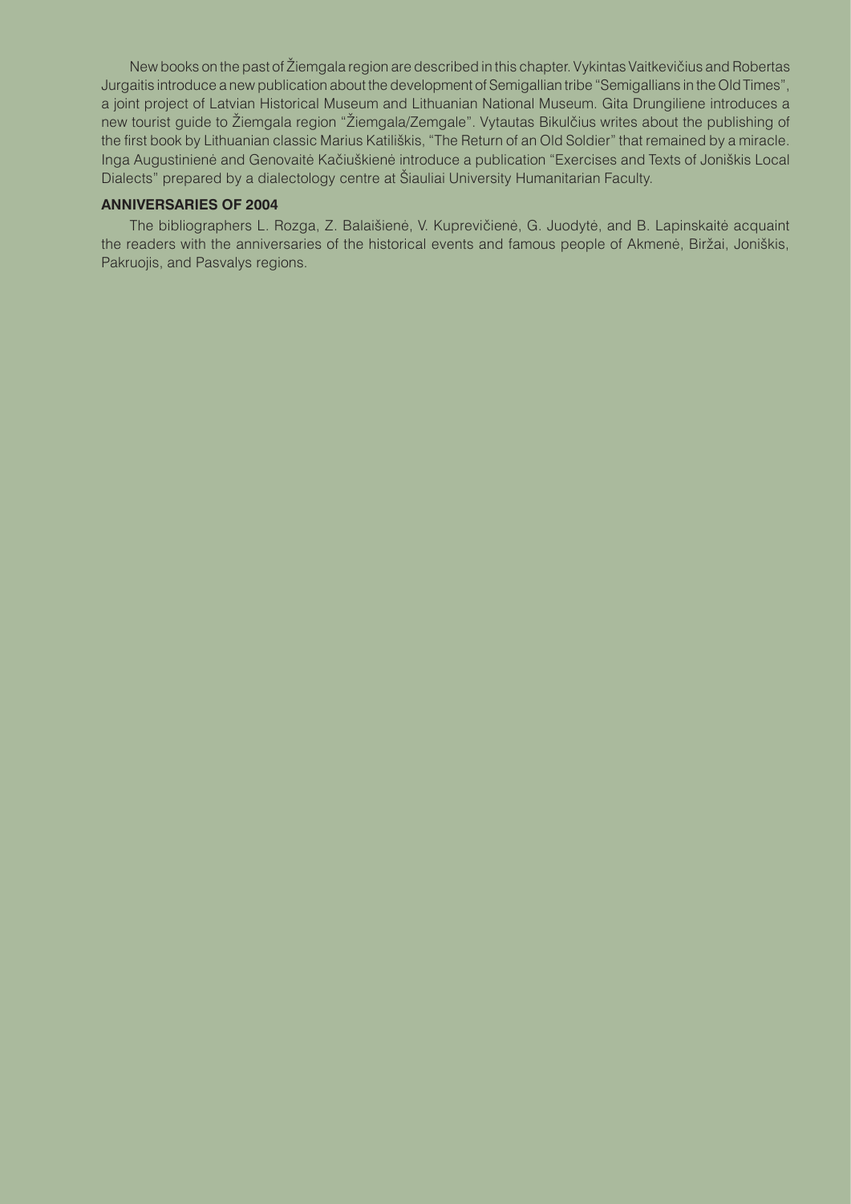New books on the past of Žiemgala region are described in this chapter. Vykintas Vaitkevičius and Robertas Jurgaitis introduce a new publication about the development of Semigallian tribe "Semigallians in the Old Times", a joint project of Latvian Historical Museum and Lithuanian National Museum. Gita Drungiliene introduces a new tourist guide to Žiemgala region "Žiemgala/Zemgale". Vytautas Bikulčius writes about the publishing of the first book by Lithuanian classic Marius Katiliškis, "The Return of an Old Soldier" that remained by a miracle. Inga Augustinienė and Genovaitė Kačiuškienė introduce a publication "Exercises and Texts of Joniškis Local Dialects" prepared by a dialectology centre at Šiauliai University Humanitarian Faculty.

**ANNIVERSARIES OF 2004**

The bibliographers L. Rozga, Z. Balaišienė, V. Kuprevičienė, G. Juodytė, and B. Lapinskaitė acquaint the readers with the anniversaries of the historical events and famous people of Akmenė, Biržai, Joniškis, Pakruojis, and Pasvalys regions.